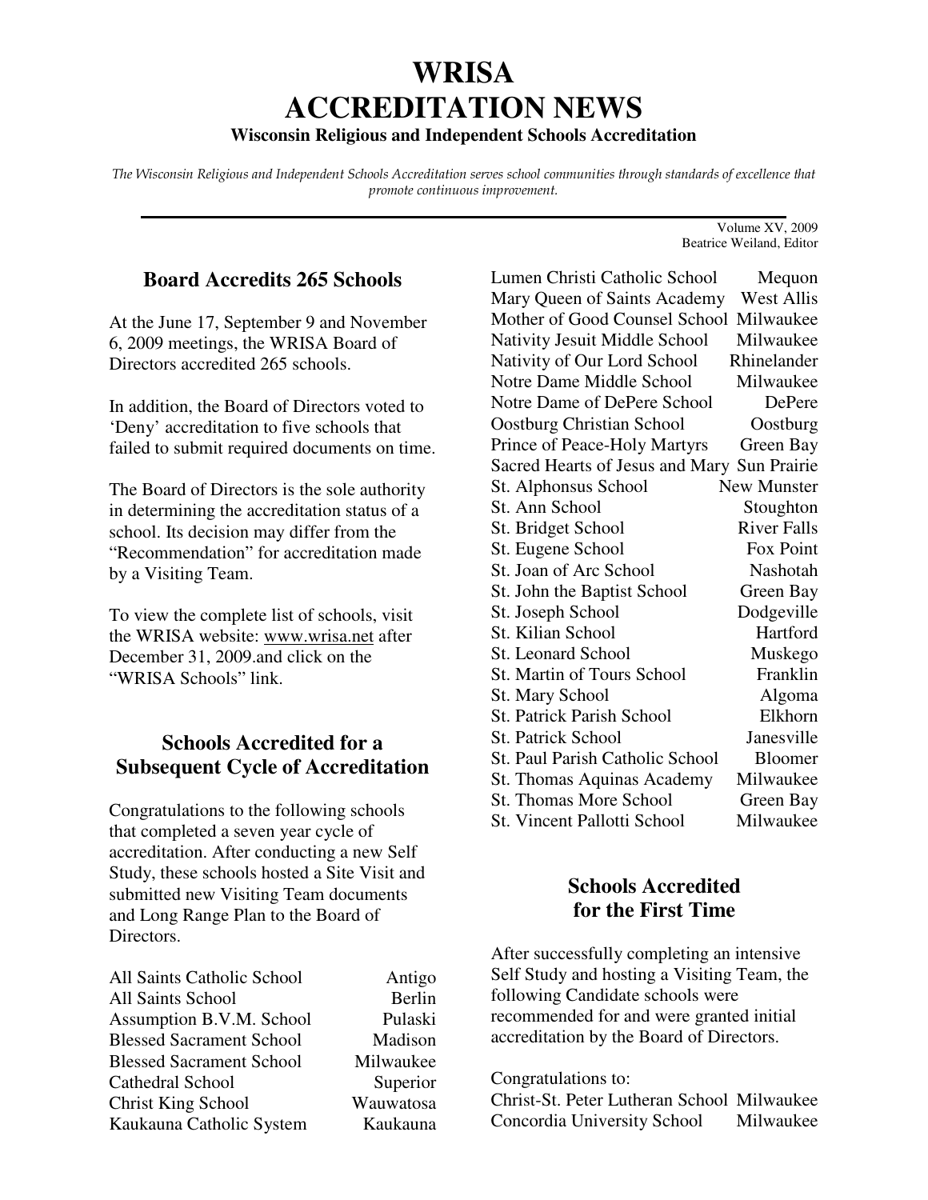# WRISA ACCREDITATION NEWS

**Wisconsin Religious and Independent Schools Accreditation**

*The Wisconsin Religious and Independent Schools Accreditation serves school communities through standards of excellence that promote continuous improvement.*

Volume XV, 2009
Beatrice Weiland, Editor

## Board Accredits 265 Schools

At the June 17, September 9 and November 6, 2009 meetings, the WRISA Board of Directors accredited 265 schools.

In addition, the Board of Directors voted to 'Deny' accreditation to five schools that failed to submit required documents on time.

The Board of Directors is the sole authority in determining the accreditation status of a school. Its decision may differ from the "Recommendation" for accreditation made by a Visiting Team.

To view the complete list of schools, visit the WRISA website: www.wrisa.net after December 31, 2009.and click on the "WRISA Schools" link.

## Schools Accredited for a Subsequent Cycle of Accreditation

Congratulations to the following schools that completed a seven year cycle of accreditation. After conducting a new Self Study, these schools hosted a Site Visit and submitted new Visiting Team documents and Long Range Plan to the Board of Directors.

| School | City |
|---|---|
| All Saints Catholic School | Antigo |
| All Saints School | Berlin |
| Assumption B.V.M. School | Pulaski |
| Blessed Sacrament School | Madison |
| Blessed Sacrament School | Milwaukee |
| Cathedral School | Superior |
| Christ King School | Wauwatosa |
| Kaukauna Catholic System | Kaukauna |
| Lumen Christi Catholic School | Mequon |
| Mary Queen of Saints Academy | West Allis |
| Mother of Good Counsel School | Milwaukee |
| Nativity Jesuit Middle School | Milwaukee |
| Nativity of Our Lord School | Rhinelander |
| Notre Dame Middle School | Milwaukee |
| Notre Dame of DePere School | DePere |
| Oostburg Christian School | Oostburg |
| Prince of Peace-Holy Martyrs | Green Bay |
| Sacred Hearts of Jesus and Mary | Sun Prairie |
| St. Alphonsus School | New Munster |
| St. Ann School | Stoughton |
| St. Bridget School | River Falls |
| St. Eugene School | Fox Point |
| St. Joan of Arc School | Nashotah |
| St. John the Baptist School | Green Bay |
| St. Joseph School | Dodgeville |
| St. Kilian School | Hartford |
| St. Leonard School | Muskego |
| St. Martin of Tours School | Franklin |
| St. Mary School | Algoma |
| St. Patrick Parish School | Elkhorn |
| St. Patrick School | Janesville |
| St. Paul Parish Catholic School | Bloomer |
| St. Thomas Aquinas Academy | Milwaukee |
| St. Thomas More School | Green Bay |
| St. Vincent Pallotti School | Milwaukee |

## Schools Accredited for the First Time

After successfully completing an intensive Self Study and hosting a Visiting Team, the following Candidate schools were recommended for and were granted initial accreditation by the Board of Directors.

Congratulations to:

| School | City |
|---|---|
| Christ-St. Peter Lutheran School | Milwaukee |
| Concordia University School | Milwaukee |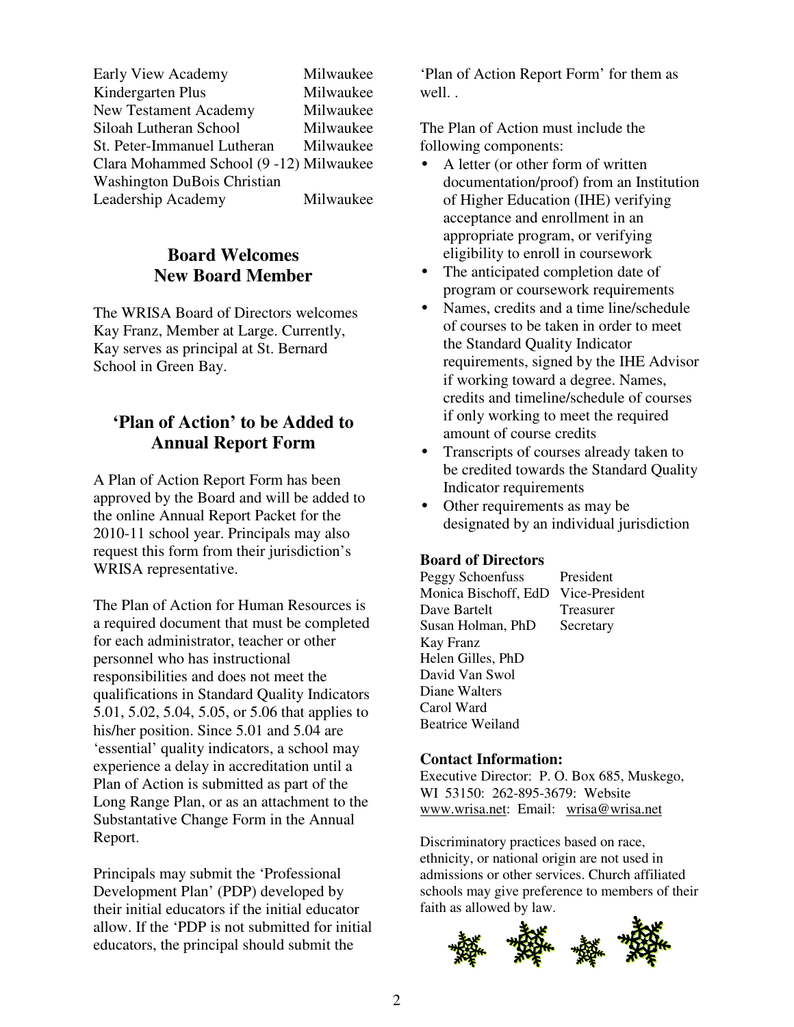| | |
|---|---|
| Early View Academy | Milwaukee |
| Kindergarten Plus | Milwaukee |
| New Testament Academy | Milwaukee |
| Siloah Lutheran School | Milwaukee |
| St. Peter-Immanuel Lutheran | Milwaukee |
| Clara Mohammed School (9 -12) | Milwaukee |
| Washington DuBois Christian Leadership Academy | Milwaukee |

## Board Welcomes New Board Member

The WRISA Board of Directors welcomes Kay Franz, Member at Large. Currently, Kay serves as principal at St. Bernard School in Green Bay.

## 'Plan of Action' to be Added to Annual Report Form

A Plan of Action Report Form has been approved by the Board and will be added to the online Annual Report Packet for the 2010-11 school year. Principals may also request this form from their jurisdiction's WRISA representative.

The Plan of Action for Human Resources is a required document that must be completed for each administrator, teacher or other personnel who has instructional responsibilities and does not meet the qualifications in Standard Quality Indicators 5.01, 5.02, 5.04, 5.05, or 5.06 that applies to his/her position. Since 5.01 and 5.04 are 'essential' quality indicators, a school may experience a delay in accreditation until a Plan of Action is submitted as part of the Long Range Plan, or as an attachment to the Substantative Change Form in the Annual Report.

Principals may submit the 'Professional Development Plan' (PDP) developed by their initial educators if the initial educator allow. If the 'PDP is not submitted for initial educators, the principal should submit the 'Plan of Action Report Form' for them as well. .

The Plan of Action must include the following components:

- A letter (or other form of written documentation/proof) from an Institution of Higher Education (IHE) verifying acceptance and enrollment in an appropriate program, or verifying eligibility to enroll in coursework
- The anticipated completion date of program or coursework requirements
- Names, credits and a time line/schedule of courses to be taken in order to meet the Standard Quality Indicator requirements, signed by the IHE Advisor if working toward a degree. Names, credits and timeline/schedule of courses if only working to meet the required amount of course credits
- Transcripts of courses already taken to be credited towards the Standard Quality Indicator requirements
- Other requirements as may be designated by an individual jurisdiction

**Board of Directors**

| | |
|---|---|
| Peggy Schoenfuss | President |
| Monica Bischoff, EdD | Vice-President |
| Dave Bartelt | Treasurer |
| Susan Holman, PhD | Secretary |
| Kay Franz | |
| Helen Gilles, PhD | |
| David Van Swol | |
| Diane Walters | |
| Carol Ward | |
| Beatrice Weiland | |

**Contact Information:**

Executive Director: P. O. Box 685, Muskego, WI 53150: 262-895-3679: Website www.wrisa.net: Email: wrisa@wrisa.net

Discriminatory practices based on race, ethnicity, or national origin are not used in admissions or other services. Church affiliated schools may give preference to members of their faith as allowed by law.